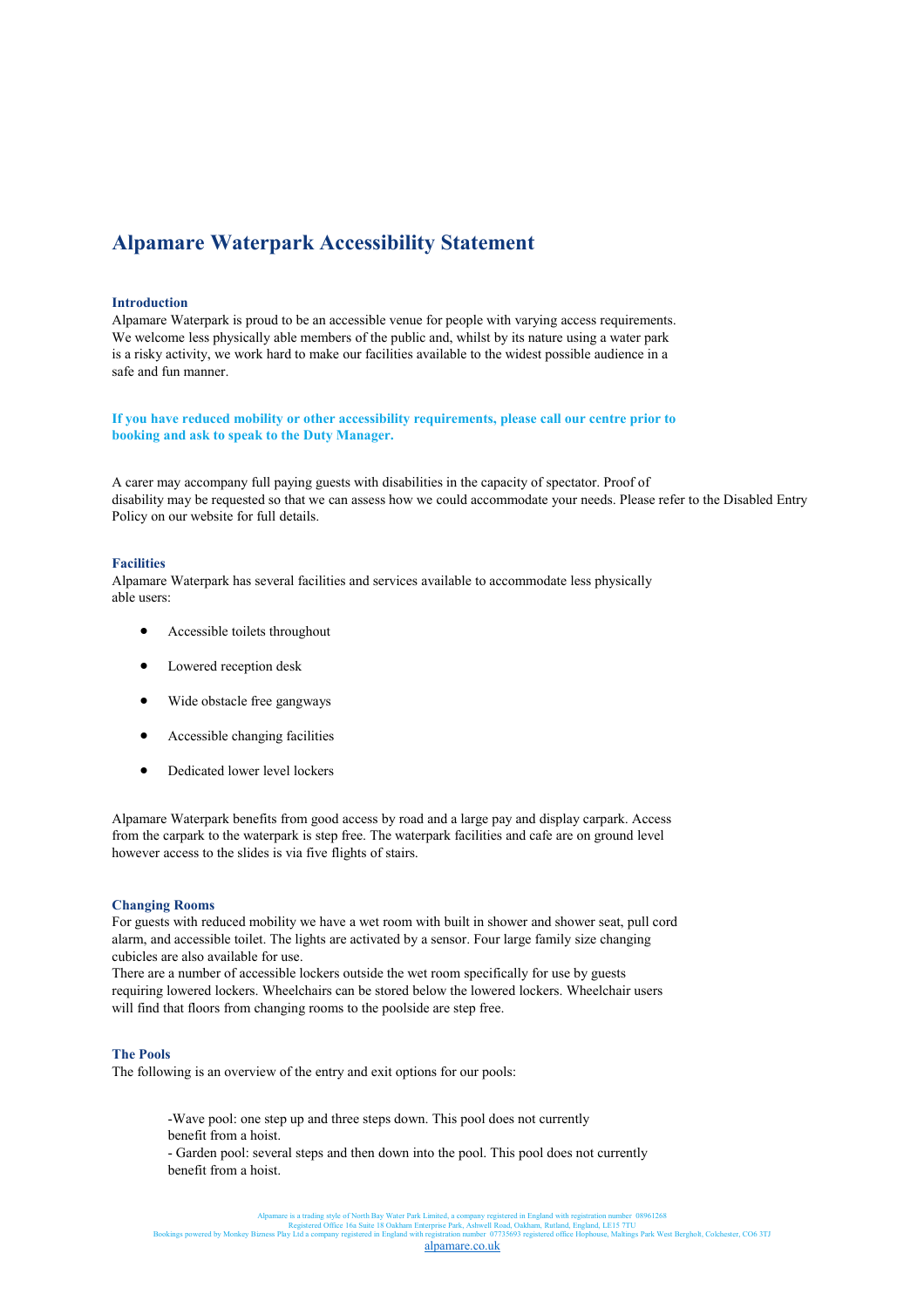# Alpamare Waterpark Accessibility Statement

### Introduction

Alpamare Waterpark is proud to be an accessible venue for people with varying access requirements. We welcome less physically able members of the public and, whilst by its nature using a water park is a risky activity, we work hard to make our facilities available to the widest possible audience in a safe and fun manner.

**If you have reduced mobility or other accessibility requirements, please call our centre prior to booking and ask to speak to the Duty Manager.**

A carer may accompany full paying guests with disabilities in the capacity of spectator. Proof of disability may be requested so that we can assess how we could accommodate your needs. Please refer to the Disabled Entry Policy on our website for full details.

### Facilities

Alpamare Waterpark has several facilities and services available to accommodate less physically able users:

- Accessible toilets throughout
- Lowered reception desk
- Wide obstacle free gangways
- Accessible changing facilities
- Dedicated lower level lockers

Alpamare Waterpark benefits from good access by road and a large pay and display carpark. Access from the carpark to the waterpark is step free. The waterpark facilities and cafe are on ground level however access to the slides is via five flights of stairs.

### Changing Rooms

For guests with reduced mobility we have a wet room with built in shower and shower seat, pull cord alarm, and accessible toilet. The lights are activated by a sensor. Four large family size changing cubicles are also available for use.
There are a number of accessible lockers outside the wet room specifically for use by guests requiring lowered lockers. Wheelchairs can be stored below the lowered lockers. Wheelchair users will find that floors from changing rooms to the poolside are step free.

### The Pools

The following is an overview of the entry and exit options for our pools:

-Wave pool: one step up and three steps down. This pool does not currently benefit from a hoist.
- Garden pool: several steps and then down into the pool. This pool does not currently benefit from a hoist.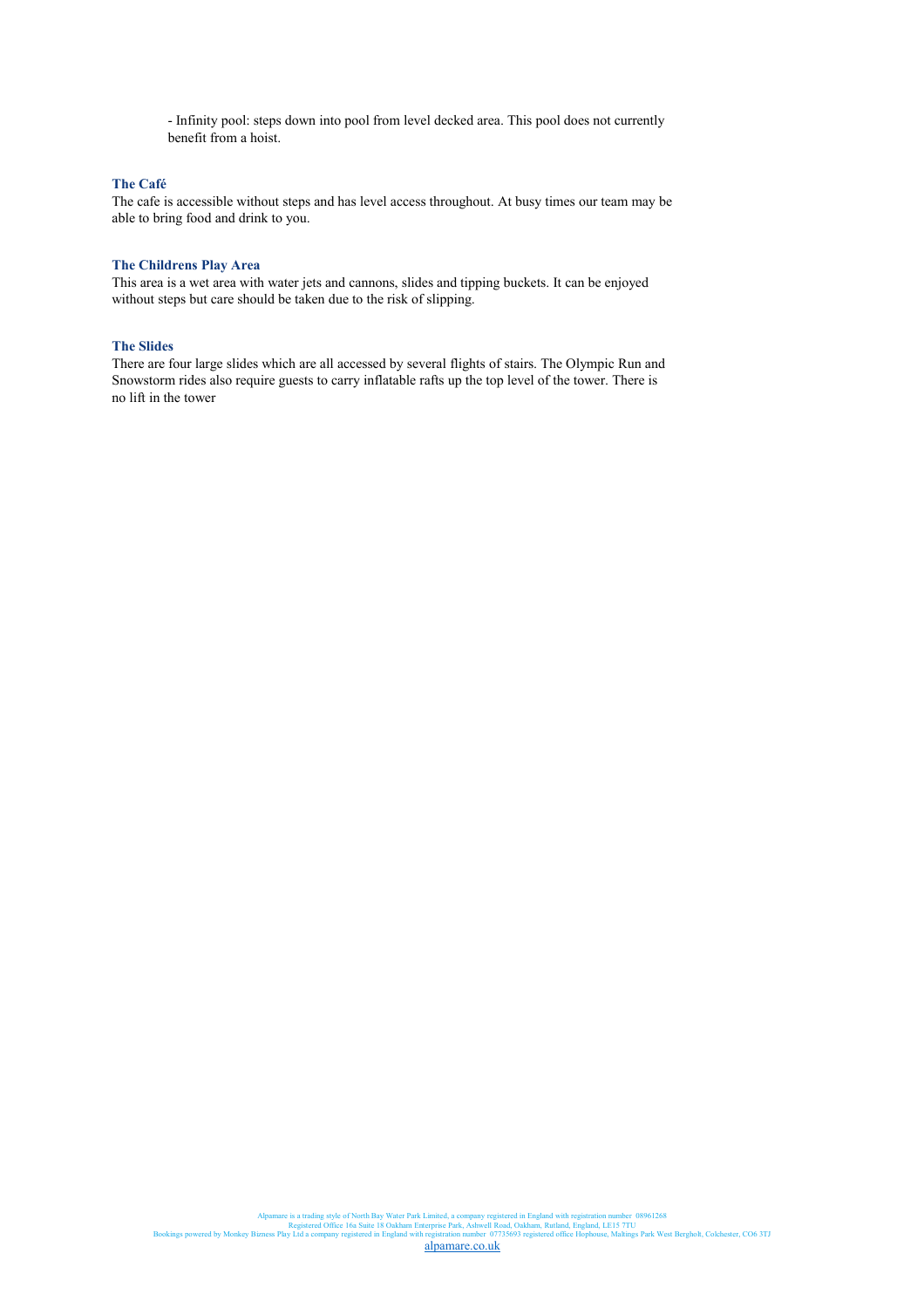- Infinity pool: steps down into pool from level decked area. This pool does not currently benefit from a hoist.

### The Café

The cafe is accessible without steps and has level access throughout. At busy times our team may be able to bring food and drink to you.

### The Childrens Play Area

This area is a wet area with water jets and cannons, slides and tipping buckets. It can be enjoyed without steps but care should be taken due to the risk of slipping.

### The Slides

There are four large slides which are all accessed by several flights of stairs. The Olympic Run and Snowstorm rides also require guests to carry inflatable rafts up the top level of the tower. There is no lift in the tower

Alpamare is a trading style of North Bay Water Park Limited, a company registered in England with registration number 08961268
Registered Office 16a Suite 18 Oakham Enterprise Park, Ashwell Road, Oakham, Rutland, England, LE15 7TU
Bookings powered by Monkey Bizness Play Ltd a company registered in England with registration number 07735693 registered office Hophouse, Maltings Park West Bergholt, Colchester, CO6 3TJ
alpamare.co.uk